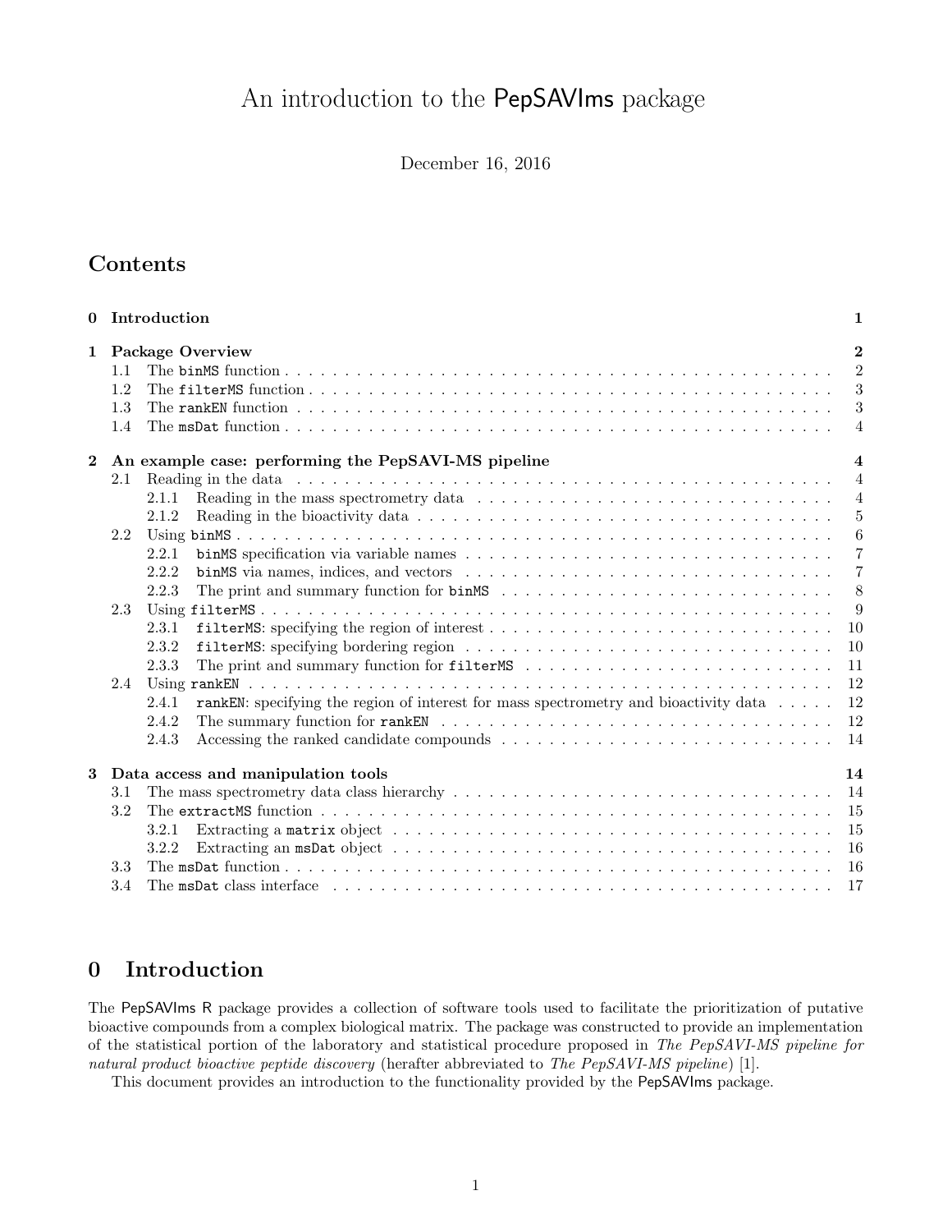# An introduction to the PepSAVIms package

December 16, 2016

## Contents

| | | |
|---|---|---|
| **0** | **Introduction** | **1** |
| **1** | **Package Overview** | **2** |
| 1.1 | The `binMS` function | 2 |
| 1.2 | The `filterMS` function | 3 |
| 1.3 | The `rankEN` function | 3 |
| 1.4 | The `msDat` function | 4 |
| **2** | **An example case: performing the PepSAVI-MS pipeline** | **4** |
| 2.1 | Reading in the data | 4 |
| 2.1.1 | Reading in the mass spectrometry data | 4 |
| 2.1.2 | Reading in the bioactivity data | 5 |
| 2.2 | Using `binMS` | 6 |
| 2.2.1 | `binMS` specification via variable names | 7 |
| 2.2.2 | `binMS` via names, indices, and vectors | 7 |
| 2.2.3 | The print and summary function for `binMS` | 8 |
| 2.3 | Using `filterMS` | 9 |
| 2.3.1 | `filterMS`: specifying the region of interest | 10 |
| 2.3.2 | `filterMS`: specifying bordering region | 10 |
| 2.3.3 | The print and summary function for `filterMS` | 11 |
| 2.4 | Using `rankEN` | 12 |
| 2.4.1 | `rankEN`: specifying the region of interest for mass spectrometry and bioactivity data | 12 |
| 2.4.2 | The summary function for `rankEN` | 12 |
| 2.4.3 | Accessing the ranked candidate compounds | 14 |
| **3** | **Data access and manipulation tools** | **14** |
| 3.1 | The mass spectrometry data class hierarchy | 14 |
| 3.2 | The `extractMS` function | 15 |
| 3.2.1 | Extracting a `matrix` object | 15 |
| 3.2.2 | Extracting an `msDat` object | 16 |
| 3.3 | The `msDat` function | 16 |
| 3.4 | The `msDat` class interface | 17 |

## 0 Introduction

The PepSAVIms R package provides a collection of software tools used to facilitate the prioritization of putative bioactive compounds from a complex biological matrix. The package was constructed to provide an implementation of the statistical portion of the laboratory and statistical procedure proposed in *The PepSAVI-MS pipeline for natural product bioactive peptide discovery* (herafter abbreviated to *The PepSAVI-MS pipeline*) [1].

This document provides an introduction to the functionality provided by the PepSAVIms package.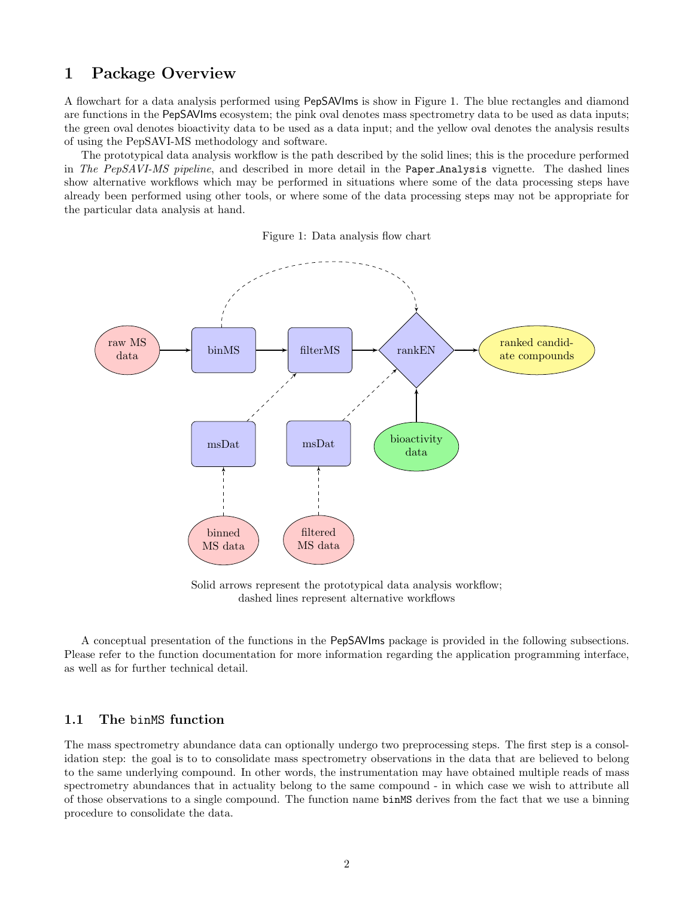# 1 Package Overview

A flowchart for a data analysis performed using PepSAVIms is show in Figure 1. The blue rectangles and diamond are functions in the PepSAVIms ecosystem; the pink oval denotes mass spectrometry data to be used as data inputs; the green oval denotes bioactivity data to be used as a data input; and the yellow oval denotes the analysis results of using the PepSAVI-MS methodology and software.

The prototypical data analysis workflow is the path described by the solid lines; this is the procedure performed in *The PepSAVI-MS pipeline*, and described in more detail in the `Paper_Analysis` vignette. The dashed lines show alternative workflows which may be performed in situations where some of the data processing steps have already been performed using other tools, or where some of the data processing steps may not be appropriate for the particular data analysis at hand.

Figure 1: Data analysis flow chart

raw MS data → binMS → filterMS → rankEN → ranked candidate compounds

bioactivity data → rankEN

binned MS data ⇢ msDat ⇢ filterMS

filtered MS data ⇢ msDat ⇢ rankEN

binMS ⇢ rankEN

Solid arrows represent the prototypical data analysis workflow;
dashed lines represent alternative workflows

A conceptual presentation of the functions in the PepSAVIms package is provided in the following subsections. Please refer to the function documentation for more information regarding the application programming interface, as well as for further technical detail.

## 1.1 The `binMS` function

The mass spectrometry abundance data can optionally undergo two preprocessing steps. The first step is a consolidation step: the goal is to to consolidate mass spectrometry observations in the data that are believed to belong to the same underlying compound. In other words, the instrumentation may have obtained multiple reads of mass spectrometry abundances that in actuality belong to the same compound - in which case we wish to attribute all of those observations to a single compound. The function name `binMS` derives from the fact that we use a binning procedure to consolidate the data.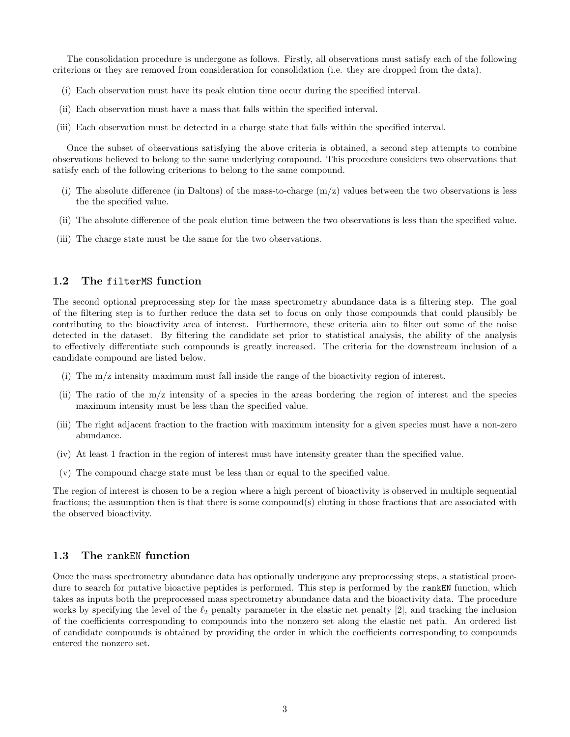The consolidation procedure is undergone as follows. Firstly, all observations must satisfy each of the following criterions or they are removed from consideration for consolidation (i.e. they are dropped from the data).

(i) Each observation must have its peak elution time occur during the specified interval.

(ii) Each observation must have a mass that falls within the specified interval.

(iii) Each observation must be detected in a charge state that falls within the specified interval.

Once the subset of observations satisfying the above criteria is obtained, a second step attempts to combine observations believed to belong to the same underlying compound. This procedure considers two observations that satisfy each of the following criterions to belong to the same compound.

(i) The absolute difference (in Daltons) of the mass-to-charge (m/z) values between the two observations is less the the specified value.

(ii) The absolute difference of the peak elution time between the two observations is less than the specified value.

(iii) The charge state must be the same for the two observations.

## 1.2 The `filterMS` function

The second optional preprocessing step for the mass spectrometry abundance data is a filtering step. The goal of the filtering step is to further reduce the data set to focus on only those compounds that could plausibly be contributing to the bioactivity area of interest. Furthermore, these criteria aim to filter out some of the noise detected in the dataset. By filtering the candidate set prior to statistical analysis, the ability of the analysis to effectively differentiate such compounds is greatly increased. The criteria for the downstream inclusion of a candidate compound are listed below.

(i) The m/z intensity maximum must fall inside the range of the bioactivity region of interest.

(ii) The ratio of the m/z intensity of a species in the areas bordering the region of interest and the species maximum intensity must be less than the specified value.

(iii) The right adjacent fraction to the fraction with maximum intensity for a given species must have a non-zero abundance.

(iv) At least 1 fraction in the region of interest must have intensity greater than the specified value.

(v) The compound charge state must be less than or equal to the specified value.

The region of interest is chosen to be a region where a high percent of bioactivity is observed in multiple sequential fractions; the assumption then is that there is some compound(s) eluting in those fractions that are associated with the observed bioactivity.

## 1.3 The `rankEN` function

Once the mass spectrometry abundance data has optionally undergone any preprocessing steps, a statistical procedure to search for putative bioactive peptides is performed. This step is performed by the `rankEN` function, which takes as inputs both the preprocessed mass spectrometry abundance data and the bioactivity data. The procedure works by specifying the level of the $\ell_2$ penalty parameter in the elastic net penalty [2], and tracking the inclusion of the coefficients corresponding to compounds into the nonzero set along the elastic net path. An ordered list of candidate compounds is obtained by providing the order in which the coefficients corresponding to compounds entered the nonzero set.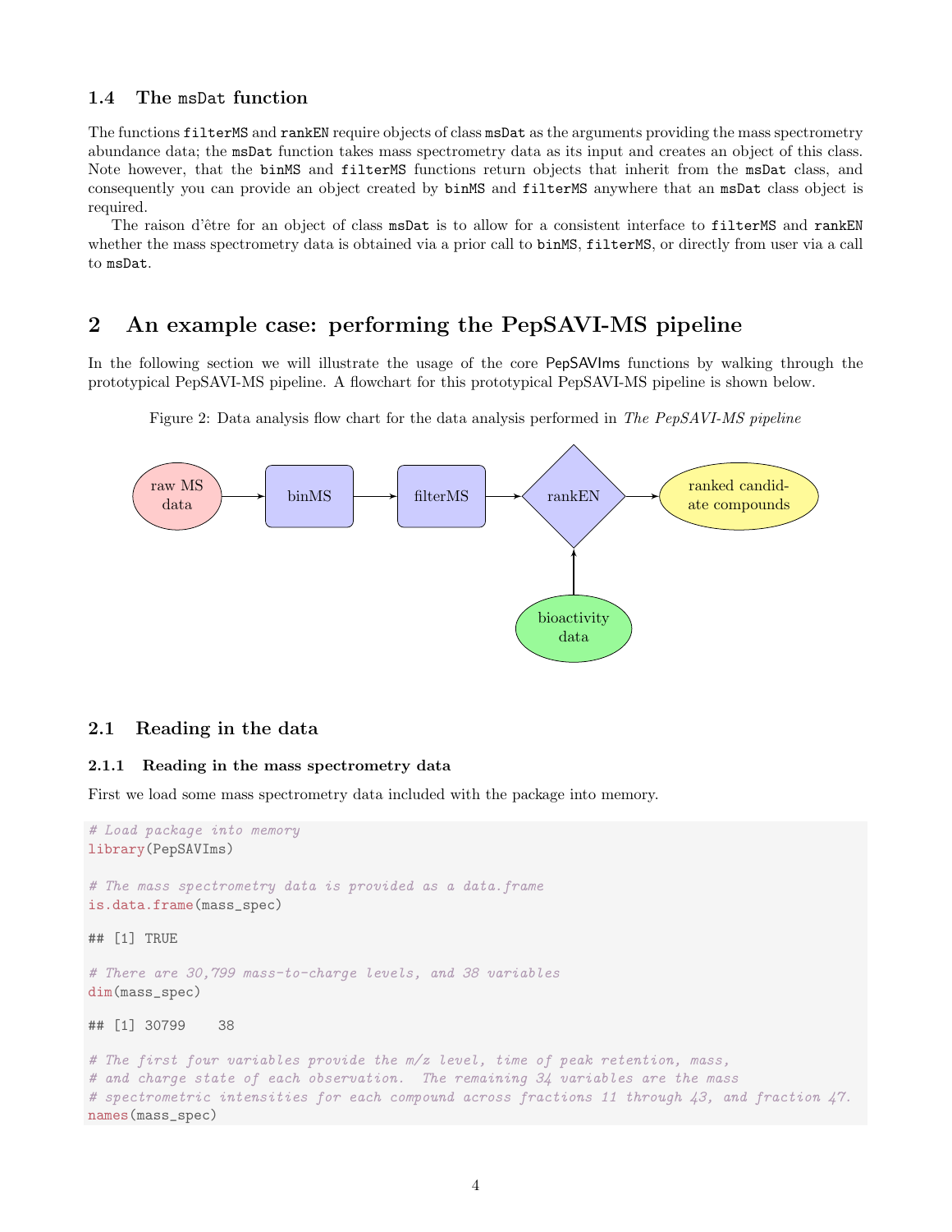### 1.4 The `msDat` function

The functions `filterMS` and `rankEN` require objects of class `msDat` as the arguments providing the mass spectrometry abundance data; the `msDat` function takes mass spectrometry data as its input and creates an object of this class. Note however, that the `binMS` and `filterMS` functions return objects that inherit from the `msDat` class, and consequently you can provide an object created by `binMS` and `filterMS` anywhere that an `msDat` class object is required.

The raison d'être for an object of class `msDat` is to allow for a consistent interface to `filterMS` and `rankEN` whether the mass spectrometry data is obtained via a prior call to `binMS`, `filterMS`, or directly from user via a call to `msDat`.

## 2 An example case: performing the PepSAVI-MS pipeline

In the following section we will illustrate the usage of the core PepSAVIms functions by walking through the prototypical PepSAVI-MS pipeline. A flowchart for this prototypical PepSAVI-MS pipeline is shown below.

Figure 2: Data analysis flow chart for the data analysis performed in *The PepSAVI-MS pipeline*

raw MS data → binMS → filterMS → rankEN → ranked candidate compounds

bioactivity data → rankEN

### 2.1 Reading in the data

#### 2.1.1 Reading in the mass spectrometry data

First we load some mass spectrometry data included with the package into memory.

```
# Load package into memory
library(PepSAVIms)

# The mass spectrometry data is provided as a data.frame
is.data.frame(mass_spec)

## [1] TRUE

# There are 30,799 mass-to-charge levels, and 38 variables
dim(mass_spec)

## [1] 30799    38

# The first four variables provide the m/z level, time of peak retention, mass,
# and charge state of each observation.  The remaining 34 variables are the mass
# spectrometric intensities for each compound across fractions 11 through 43, and fraction 47.
names(mass_spec)
```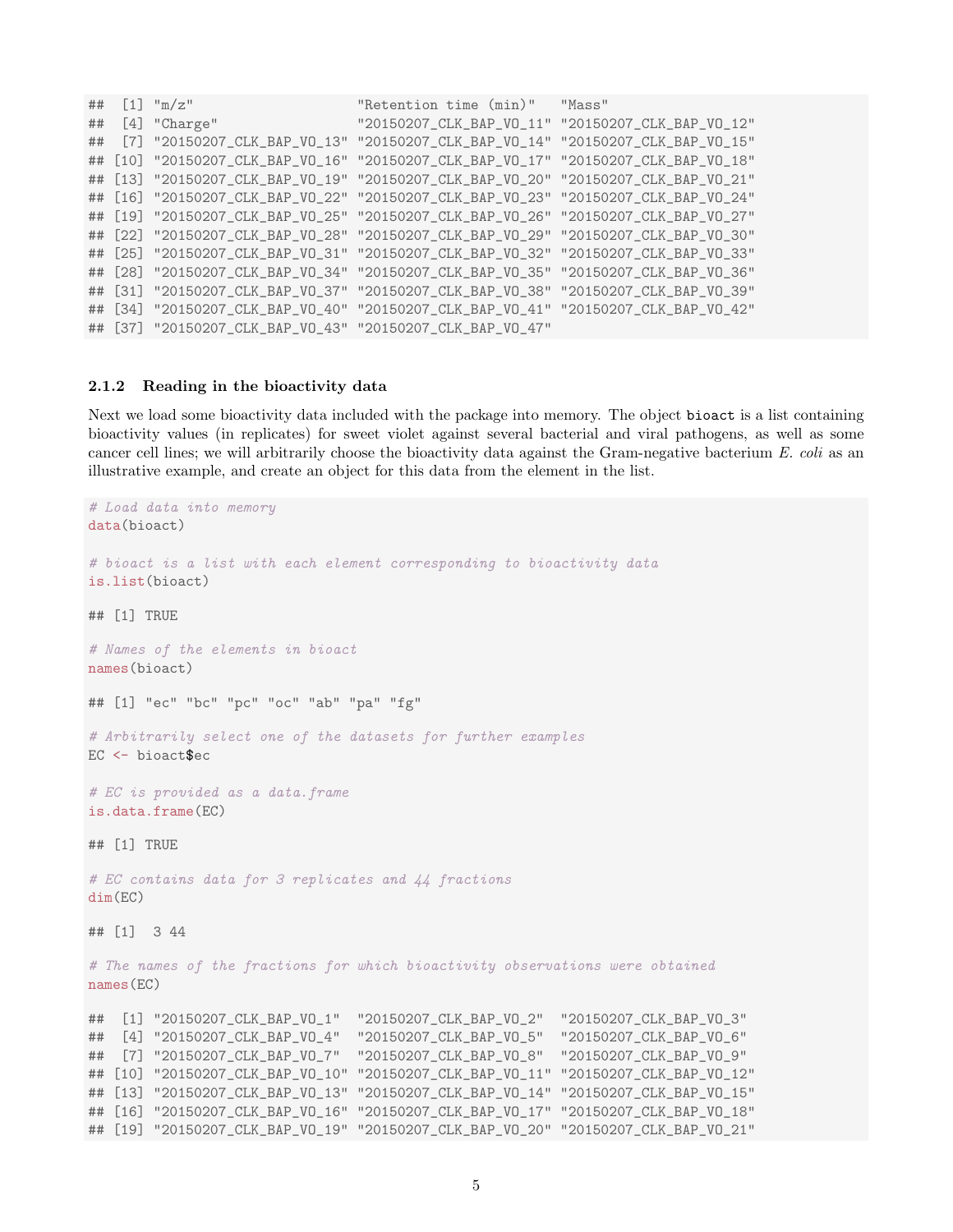```
##  [1] "m/z"                     "Retention time (min)"   "Mass"                  
##  [4] "Charge"                  "20150207_CLK_BAP_VO_11" "20150207_CLK_BAP_VO_12"
##  [7] "20150207_CLK_BAP_VO_13" "20150207_CLK_BAP_VO_14" "20150207_CLK_BAP_VO_15"
## [10] "20150207_CLK_BAP_VO_16" "20150207_CLK_BAP_VO_17" "20150207_CLK_BAP_VO_18"
## [13] "20150207_CLK_BAP_VO_19" "20150207_CLK_BAP_VO_20" "20150207_CLK_BAP_VO_21"
## [16] "20150207_CLK_BAP_VO_22" "20150207_CLK_BAP_VO_23" "20150207_CLK_BAP_VO_24"
## [19] "20150207_CLK_BAP_VO_25" "20150207_CLK_BAP_VO_26" "20150207_CLK_BAP_VO_27"
## [22] "20150207_CLK_BAP_VO_28" "20150207_CLK_BAP_VO_29" "20150207_CLK_BAP_VO_30"
## [25] "20150207_CLK_BAP_VO_31" "20150207_CLK_BAP_VO_32" "20150207_CLK_BAP_VO_33"
## [28] "20150207_CLK_BAP_VO_34" "20150207_CLK_BAP_VO_35" "20150207_CLK_BAP_VO_36"
## [31] "20150207_CLK_BAP_VO_37" "20150207_CLK_BAP_VO_38" "20150207_CLK_BAP_VO_39"
## [34] "20150207_CLK_BAP_VO_40" "20150207_CLK_BAP_VO_41" "20150207_CLK_BAP_VO_42"
## [37] "20150207_CLK_BAP_VO_43" "20150207_CLK_BAP_VO_47"
```

### 2.1.2 Reading in the bioactivity data

Next we load some bioactivity data included with the package into memory. The object `bioact` is a list containing bioactivity values (in replicates) for sweet violet against several bacterial and viral pathogens, as well as some cancer cell lines; we will arbitrarily choose the bioactivity data against the Gram-negative bacterium *E. coli* as an illustrative example, and create an object for this data from the element in the list.

```
# Load data into memory
data(bioact)

# bioact is a list with each element corresponding to bioactivity data
is.list(bioact)

## [1] TRUE

# Names of the elements in bioact
names(bioact)

## [1] "ec" "bc" "pc" "oc" "ab" "pa" "fg"

# Arbitrarily select one of the datasets for further examples
EC <- bioact$ec

# EC is provided as a data.frame
is.data.frame(EC)

## [1] TRUE

# EC contains data for 3 replicates and 44 fractions
dim(EC)

## [1]  3 44

# The names of the fractions for which bioactivity observations were obtained
names(EC)

##  [1] "20150207_CLK_BAP_VO_1"  "20150207_CLK_BAP_VO_2"  "20150207_CLK_BAP_VO_3" 
##  [4] "20150207_CLK_BAP_VO_4"  "20150207_CLK_BAP_VO_5"  "20150207_CLK_BAP_VO_6" 
##  [7] "20150207_CLK_BAP_VO_7"  "20150207_CLK_BAP_VO_8"  "20150207_CLK_BAP_VO_9" 
## [10] "20150207_CLK_BAP_VO_10" "20150207_CLK_BAP_VO_11" "20150207_CLK_BAP_VO_12"
## [13] "20150207_CLK_BAP_VO_13" "20150207_CLK_BAP_VO_14" "20150207_CLK_BAP_VO_15"
## [16] "20150207_CLK_BAP_VO_16" "20150207_CLK_BAP_VO_17" "20150207_CLK_BAP_VO_18"
## [19] "20150207_CLK_BAP_VO_19" "20150207_CLK_BAP_VO_20" "20150207_CLK_BAP_VO_21"
```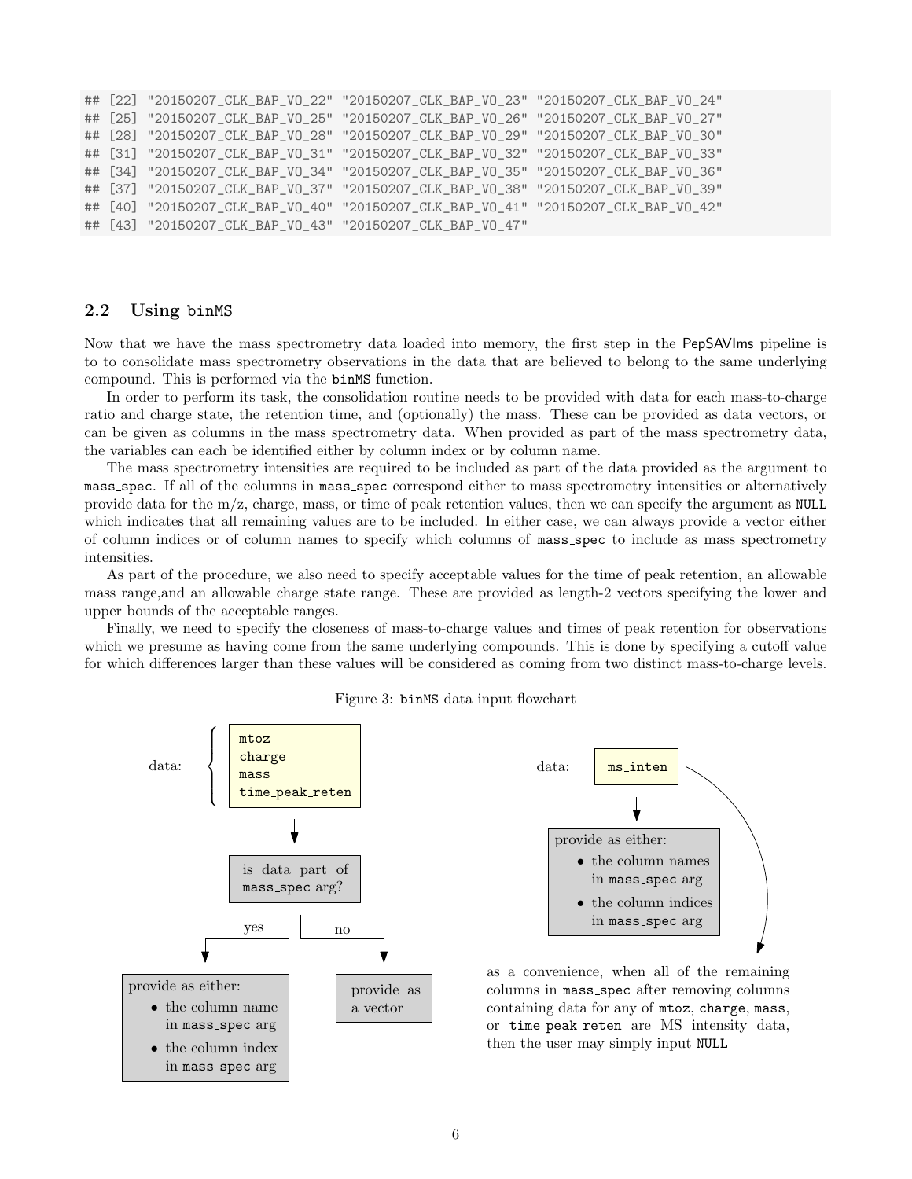```
## [22] "20150207_CLK_BAP_VO_22" "20150207_CLK_BAP_VO_23" "20150207_CLK_BAP_VO_24"
## [25] "20150207_CLK_BAP_VO_25" "20150207_CLK_BAP_VO_26" "20150207_CLK_BAP_VO_27"
## [28] "20150207_CLK_BAP_VO_28" "20150207_CLK_BAP_VO_29" "20150207_CLK_BAP_VO_30"
## [31] "20150207_CLK_BAP_VO_31" "20150207_CLK_BAP_VO_32" "20150207_CLK_BAP_VO_33"
## [34] "20150207_CLK_BAP_VO_34" "20150207_CLK_BAP_VO_35" "20150207_CLK_BAP_VO_36"
## [37] "20150207_CLK_BAP_VO_37" "20150207_CLK_BAP_VO_38" "20150207_CLK_BAP_VO_39"
## [40] "20150207_CLK_BAP_VO_40" "20150207_CLK_BAP_VO_41" "20150207_CLK_BAP_VO_42"
## [43] "20150207_CLK_BAP_VO_43" "20150207_CLK_BAP_VO_47"
```

### 2.2 Using binMS

Now that we have the mass spectrometry data loaded into memory, the first step in the PepSAVIms pipeline is to to consolidate mass spectrometry observations in the data that are believed to belong to the same underlying compound. This is performed via the `binMS` function.

In order to perform its task, the consolidation routine needs to be provided with data for each mass-to-charge ratio and charge state, the retention time, and (optionally) the mass. These can be provided as data vectors, or can be given as columns in the mass spectrometry data. When provided as part of the mass spectrometry data, the variables can each be identified either by column index or by column name.

The mass spectrometry intensities are required to be included as part of the data provided as the argument to `mass_spec`. If all of the columns in `mass_spec` correspond either to mass spectrometry intensities or alternatively provide data for the m/z, charge, mass, or time of peak retention values, then we can specify the argument as `NULL` which indicates that all remaining values are to be included. In either case, we can always provide a vector either of column indices or of column names to specify which columns of `mass_spec` to include as mass spectrometry intensities.

As part of the procedure, we also need to specify acceptable values for the time of peak retention, an allowable mass range,and an allowable charge state range. These are provided as length-2 vectors specifying the lower and upper bounds of the acceptable ranges.

Finally, we need to specify the closeness of mass-to-charge values and times of peak retention for observations which we presume as having come from the same underlying compounds. This is done by specifying a cutoff value for which differences larger than these values will be considered as coming from two distinct mass-to-charge levels.

Figure 3: `binMS` data input flowchart

data: `mtoz`, `charge`, `mass`, `time_peak_reten`

→ is data part of `mass_spec` arg?

- yes → provide as either:
  - the column name in `mass_spec` arg
  - the column index in `mass_spec` arg
- no → provide as a vector

data: `ms_inten`

→ provide as either:
- the column names in `mass_spec` arg
- the column indices in `mass_spec` arg

as a convenience, when all of the remaining columns in `mass_spec` after removing columns containing data for any of `mtoz`, `charge`, `mass`, or `time_peak_reten` are MS intensity data, then the user may simply input `NULL`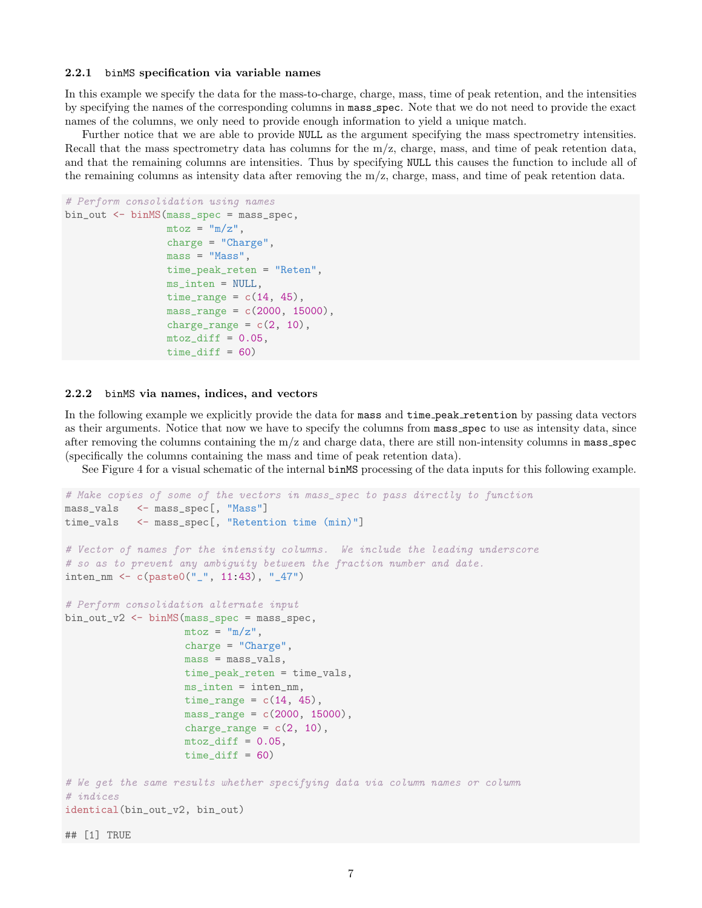### 2.2.1 `binMS` specification via variable names

In this example we specify the data for the mass-to-charge, charge, mass, time of peak retention, and the intensities by specifying the names of the corresponding columns in `mass_spec`. Note that we do not need to provide the exact names of the columns, we only need to provide enough information to yield a unique match.

Further notice that we are able to provide `NULL` as the argument specifying the mass spectrometry intensities. Recall that the mass spectrometry data has columns for the m/z, charge, mass, and time of peak retention data, and that the remaining columns are intensities. Thus by specifying `NULL` this causes the function to include all of the remaining columns as intensity data after removing the m/z, charge, mass, and time of peak retention data.

```
# Perform consolidation using names
bin_out <- binMS(mass_spec = mass_spec,
                 mtoz = "m/z",
                 charge = "Charge",
                 mass = "Mass",
                 time_peak_reten = "Reten",
                 ms_inten = NULL,
                 time_range = c(14, 45),
                 mass_range = c(2000, 15000),
                 charge_range = c(2, 10),
                 mtoz_diff = 0.05,
                 time_diff = 60)
```

### 2.2.2 `binMS` via names, indices, and vectors

In the following example we explicitly provide the data for `mass` and `time_peak_retention` by passing data vectors as their arguments. Notice that now we have to specify the columns from `mass_spec` to use as intensity data, since after removing the columns containing the m/z and charge data, there are still non-intensity columns in `mass_spec` (specifically the columns containing the mass and time of peak retention data).

See Figure 4 for a visual schematic of the internal `binMS` processing of the data inputs for this following example.

```
# Make copies of some of the vectors in mass_spec to pass directly to function
mass_vals   <- mass_spec[, "Mass"]
time_vals   <- mass_spec[, "Retention time (min)"]

# Vector of names for the intensity columns.  We include the leading underscore
# so as to prevent any ambiguity between the fraction number and date.
inten_nm <- c(paste0("_", 11:43), "_47")

# Perform consolidation alternate input
bin_out_v2 <- binMS(mass_spec = mass_spec,
                    mtoz = "m/z",
                    charge = "Charge",
                    mass = mass_vals,
                    time_peak_reten = time_vals,
                    ms_inten = inten_nm,
                    time_range = c(14, 45),
                    mass_range = c(2000, 15000),
                    charge_range = c(2, 10),
                    mtoz_diff = 0.05,
                    time_diff = 60)

# We get the same results whether specifying data via column names or column
# indices
identical(bin_out_v2, bin_out)

## [1] TRUE
```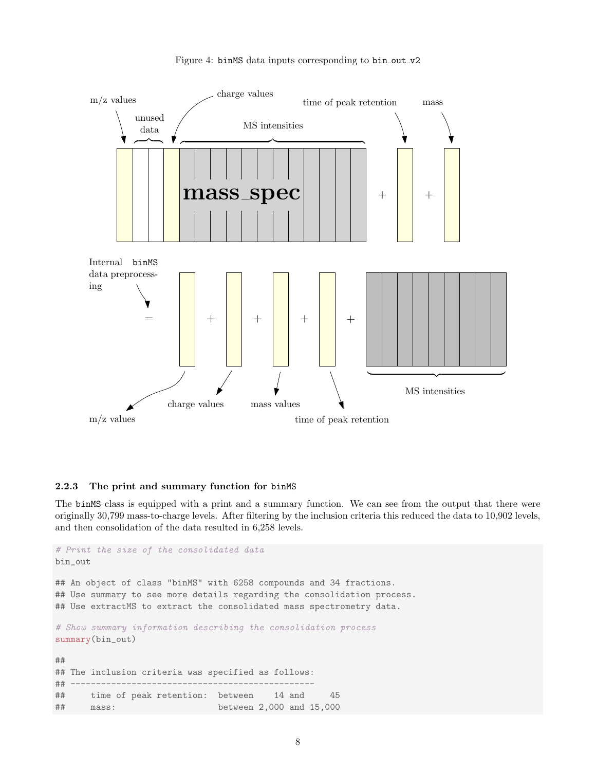Figure 4: `binMS` data inputs corresponding to `bin_out_v2`

### 2.2.3 The print and summary function for `binMS`

The `binMS` class is equipped with a print and a summary function. We can see from the output that there were originally 30,799 mass-to-charge levels. After filtering by the inclusion criteria this reduced the data to 10,902 levels, and then consolidation of the data resulted in 6,258 levels.

```
# Print the size of the consolidated data
bin_out

## An object of class "binMS" with 6258 compounds and 34 fractions.
## Use summary to see more details regarding the consolidation process.
## Use extractMS to extract the consolidated mass spectrometry data.

# Show summary information describing the consolidation process
summary(bin_out)

##
## The inclusion criteria was specified as follows:
## ------------------------------------------------
##     time of peak retention:  between    14 and     45
##     mass:                    between 2,000 and 15,000
```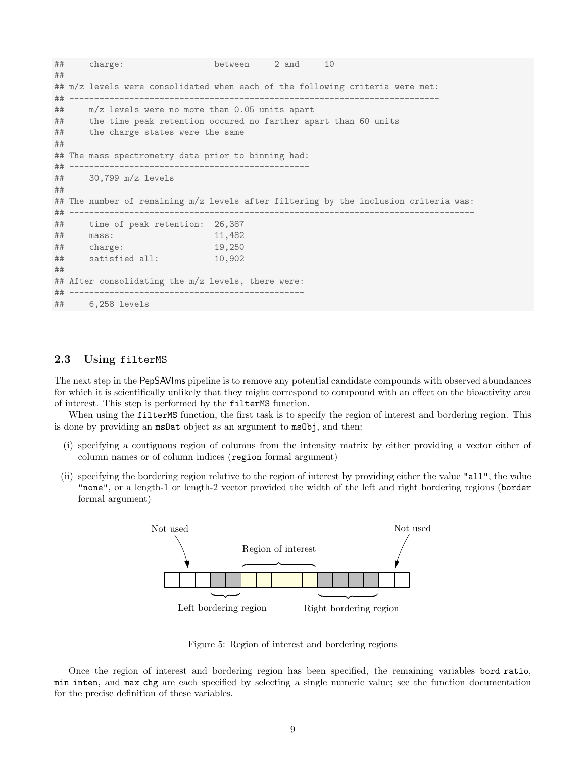```
##     charge:                  between     2 and     10
##
## m/z levels were consolidated when each of the following criteria were met:
## --------------------------------------------------------------------------
##     m/z levels were no more than 0.05 units apart
##     the time peak retention occured no farther apart than 60 units
##     the charge states were the same
##
## The mass spectrometry data prior to binning had:
## -----------------------------------------------
##     30,799 m/z levels
##
## The number of remaining m/z levels after filtering by the inclusion criteria was:
## --------------------------------------------------------------------------------
##     time of peak retention:  26,387
##     mass:                    11,482
##     charge:                  19,250
##     satisfied all:           10,902
##
## After consolidating the m/z levels, there were:
## ----------------------------------------------
##     6,258 levels
```

### 2.3 Using filterMS

The next step in the PepSAVIms pipeline is to remove any potential candidate compounds with observed abundances for which it is scientifically unlikely that they might correspond to compound with an effect on the bioactivity area of interest. This step is performed by the `filterMS` function.

When using the `filterMS` function, the first task is to specify the region of interest and bordering region. This is done by providing an `msDat` object as an argument to `msObj`, and then:

(i) specifying a contiguous region of columns from the intensity matrix by either providing a vector either of column names or of column indices (`region` formal argument)

(ii) specifying the bordering region relative to the region of interest by providing either the value `"all"`, the value `"none"`, or a length-1 or length-2 vector provided the width of the left and right bordering regions (`border` formal argument)

Not used | Region of interest | Not used | Left bordering region | Right bordering region

Figure 5: Region of interest and bordering regions

Once the region of interest and bordering region has been specified, the remaining variables `bord_ratio`, `min_inten`, and `max_chg` are each specified by selecting a single numeric value; see the function documentation for the precise definition of these variables.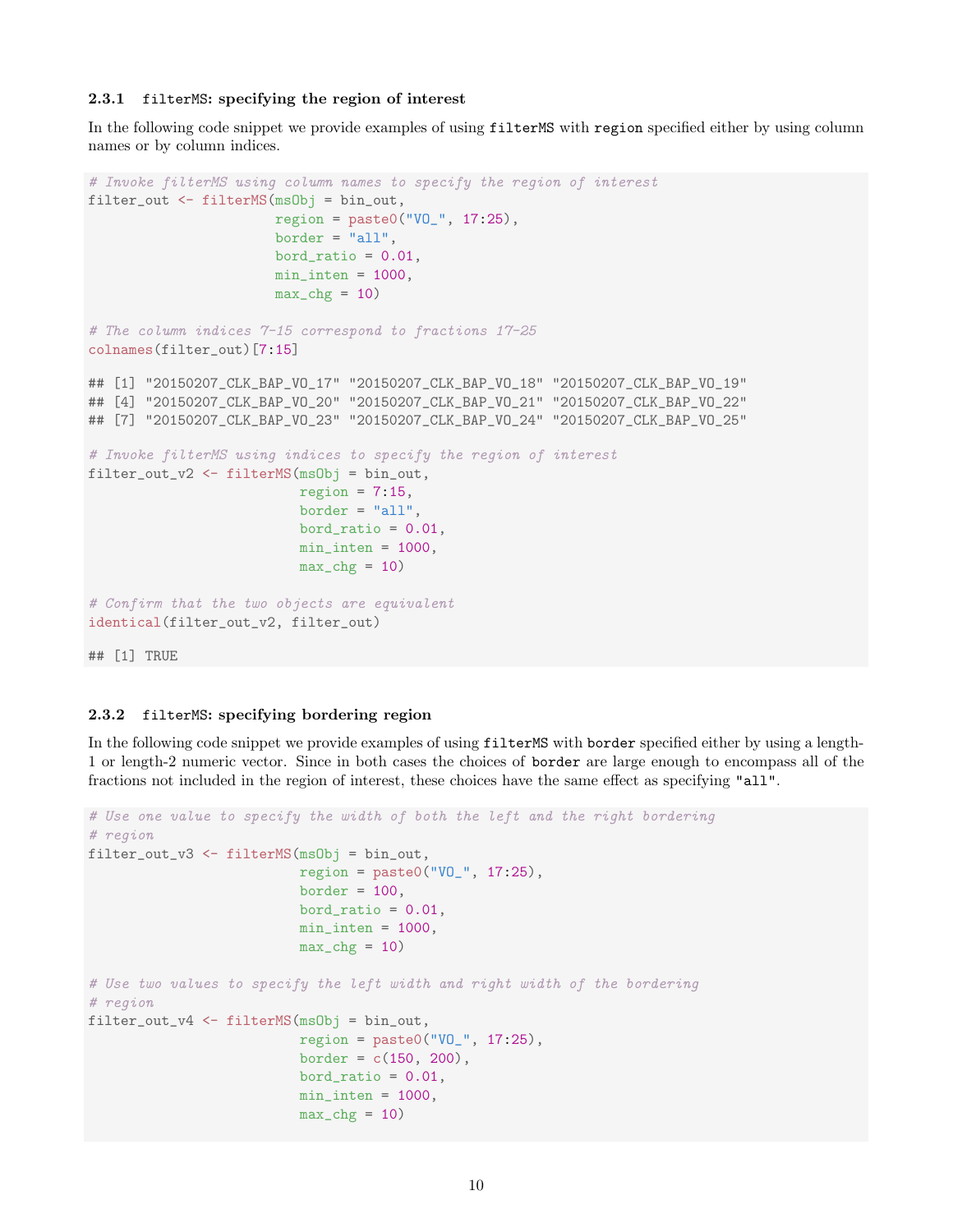### 2.3.1 `filterMS`: specifying the region of interest

In the following code snippet we provide examples of using `filterMS` with `region` specified either by using column names or by column indices.

```
# Invoke filterMS using column names to specify the region of interest
filter_out <- filterMS(msObj = bin_out,
                       region = paste0("VO_", 17:25),
                       border = "all",
                       bord_ratio = 0.01,
                       min_inten = 1000,
                       max_chg = 10)

# The column indices 7-15 correspond to fractions 17-25
colnames(filter_out)[7:15]

## [1] "20150207_CLK_BAP_VO_17" "20150207_CLK_BAP_VO_18" "20150207_CLK_BAP_VO_19"
## [4] "20150207_CLK_BAP_VO_20" "20150207_CLK_BAP_VO_21" "20150207_CLK_BAP_VO_22"
## [7] "20150207_CLK_BAP_VO_23" "20150207_CLK_BAP_VO_24" "20150207_CLK_BAP_VO_25"

# Invoke filterMS using indices to specify the region of interest
filter_out_v2 <- filterMS(msObj = bin_out,
                          region = 7:15,
                          border = "all",
                          bord_ratio = 0.01,
                          min_inten = 1000,
                          max_chg = 10)

# Confirm that the two objects are equivalent
identical(filter_out_v2, filter_out)

## [1] TRUE
```

### 2.3.2 `filterMS`: specifying bordering region

In the following code snippet we provide examples of using `filterMS` with `border` specified either by using a length-1 or length-2 numeric vector. Since in both cases the choices of `border` are large enough to encompass all of the fractions not included in the region of interest, these choices have the same effect as specifying `"all"`.

```
# Use one value to specify the width of both the left and the right bordering
# region
filter_out_v3 <- filterMS(msObj = bin_out,
                          region = paste0("VO_", 17:25),
                          border = 100,
                          bord_ratio = 0.01,
                          min_inten = 1000,
                          max_chg = 10)

# Use two values to specify the left width and right width of the bordering
# region
filter_out_v4 <- filterMS(msObj = bin_out,
                          region = paste0("VO_", 17:25),
                          border = c(150, 200),
                          bord_ratio = 0.01,
                          min_inten = 1000,
                          max_chg = 10)
```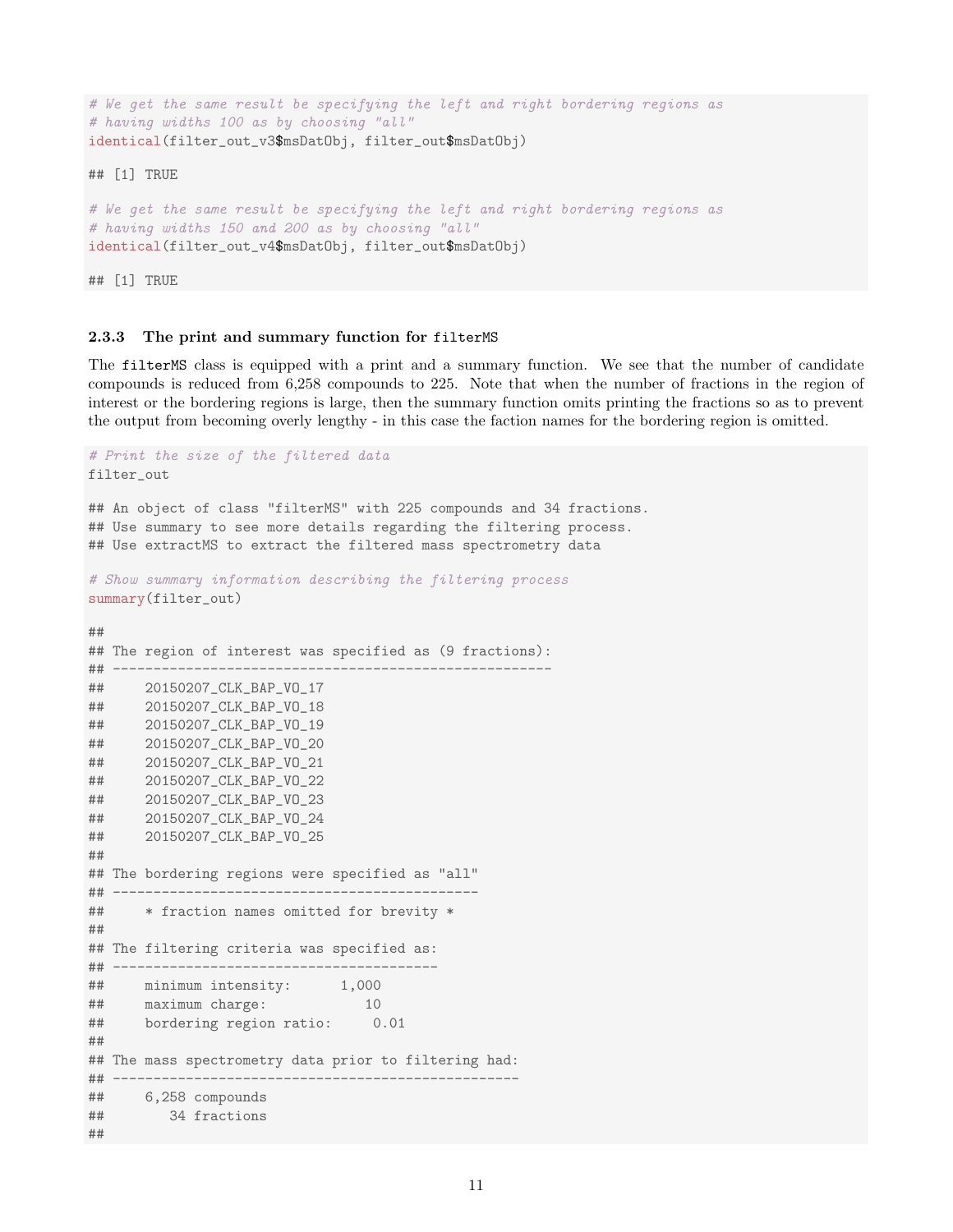```r
# We get the same result be specifying the left and right bordering regions as
# having widths 100 as by choosing "all"
identical(filter_out_v3$msDatObj, filter_out$msDatObj)

## [1] TRUE

# We get the same result be specifying the left and right bordering regions as
# having widths 150 and 200 as by choosing "all"
identical(filter_out_v4$msDatObj, filter_out$msDatObj)

## [1] TRUE
```

### 2.3.3 The print and summary function for filterMS

The filterMS class is equipped with a print and a summary function. We see that the number of candidate compounds is reduced from 6,258 compounds to 225. Note that when the number of fractions in the region of interest or the bordering regions is large, then the summary function omits printing the fractions so as to prevent the output from becoming overly lengthy - in this case the faction names for the bordering region is omitted.

```r
# Print the size of the filtered data
filter_out

## An object of class "filterMS" with 225 compounds and 34 fractions.
## Use summary to see more details regarding the filtering process.
## Use extractMS to extract the filtered mass spectrometry data

# Show summary information describing the filtering process
summary(filter_out)

##
## The region of interest was specified as (9 fractions):
## ------------------------------------------------------
##     20150207_CLK_BAP_VO_17
##     20150207_CLK_BAP_VO_18
##     20150207_CLK_BAP_VO_19
##     20150207_CLK_BAP_VO_20
##     20150207_CLK_BAP_VO_21
##     20150207_CLK_BAP_VO_22
##     20150207_CLK_BAP_VO_23
##     20150207_CLK_BAP_VO_24
##     20150207_CLK_BAP_VO_25
##
## The bordering regions were specified as "all"
## ---------------------------------------------
##     * fraction names omitted for brevity *
##
## The filtering criteria was specified as:
## ----------------------------------------
##     minimum intensity:      1,000
##     maximum charge:            10
##     bordering region ratio:     0.01
##
## The mass spectrometry data prior to filtering had:
## --------------------------------------------------
##     6,258 compounds
##        34 fractions
##
```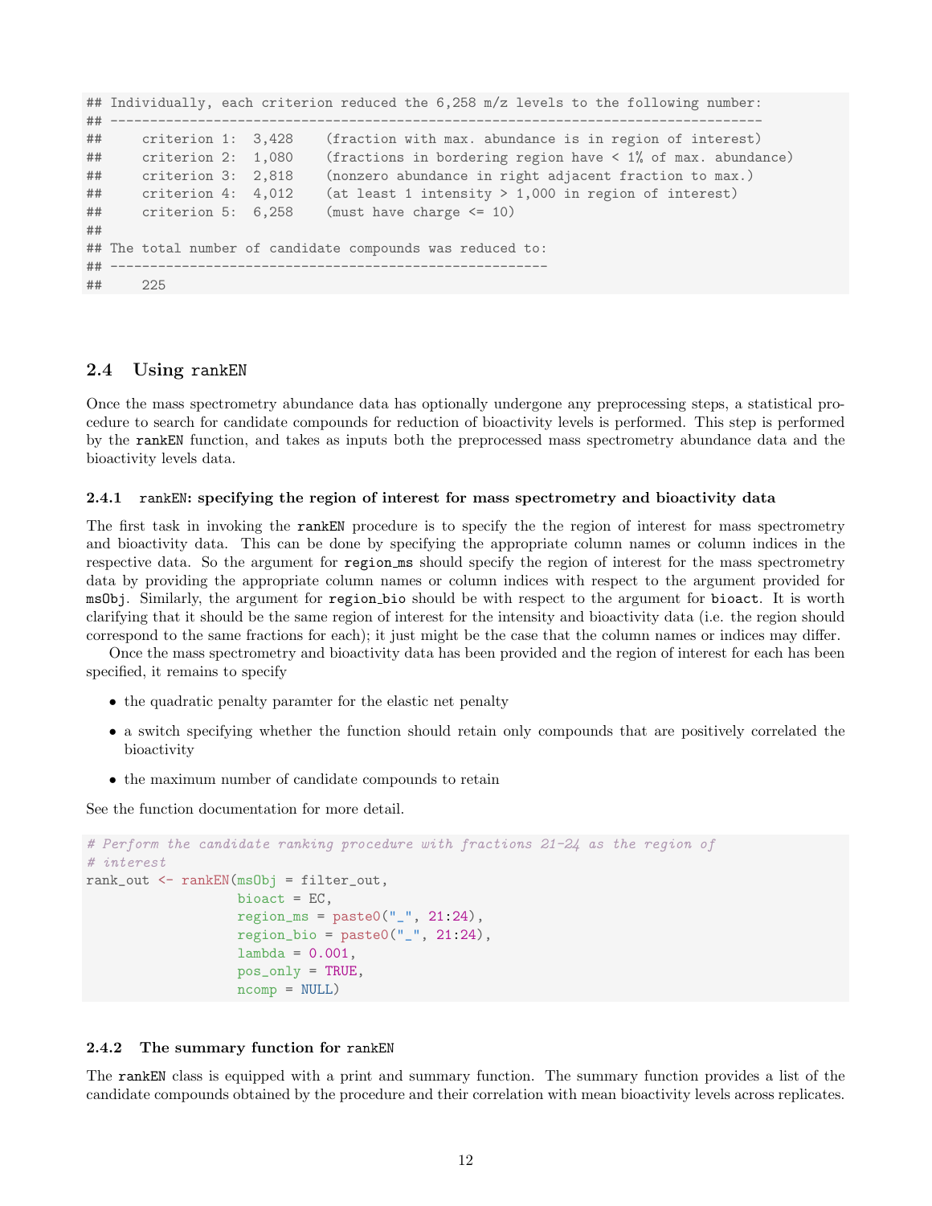```
## Individually, each criterion reduced the 6,258 m/z levels to the following number:
## ------------------------------------------------------------------------------------
##     criterion 1:  3,428    (fraction with max. abundance is in region of interest)
##     criterion 2:  1,080    (fractions in bordering region have < 1% of max. abundance)
##     criterion 3:  2,818    (nonzero abundance in right adjacent fraction to max.)
##     criterion 4:  4,012    (at least 1 intensity > 1,000 in region of interest)
##     criterion 5:  6,258    (must have charge <= 10)
##
## The total number of candidate compounds was reduced to:
## -------------------------------------------------------
##     225
```

## 2.4 Using rankEN

Once the mass spectrometry abundance data has optionally undergone any preprocessing steps, a statistical procedure to search for candidate compounds for reduction of bioactivity levels is performed. This step is performed by the `rankEN` function, and takes as inputs both the preprocessed mass spectrometry abundance data and the bioactivity levels data.

### 2.4.1 rankEN: specifying the region of interest for mass spectrometry and bioactivity data

The first task in invoking the `rankEN` procedure is to specify the the region of interest for mass spectrometry and bioactivity data. This can be done by specifying the appropriate column names or column indices in the respective data. So the argument for `region_ms` should specify the region of interest for the mass spectrometry data by providing the appropriate column names or column indices with respect to the argument provided for `msObj`. Similarly, the argument for `region_bio` should be with respect to the argument for `bioact`. It is worth clarifying that it should be the same region of interest for the intensity and bioactivity data (i.e. the region should correspond to the same fractions for each); it just might be the case that the column names or indices may differ.

Once the mass spectrometry and bioactivity data has been provided and the region of interest for each has been specified, it remains to specify

- the quadratic penalty paramter for the elastic net penalty
- a switch specifying whether the function should retain only compounds that are positively correlated the bioactivity
- the maximum number of candidate compounds to retain

See the function documentation for more detail.

```
# Perform the candidate ranking procedure with fractions 21-24 as the region of
# interest
rank_out <- rankEN(msObj = filter_out,
                   bioact = EC,
                   region_ms = paste0("_", 21:24),
                   region_bio = paste0("_", 21:24),
                   lambda = 0.001,
                   pos_only = TRUE,
                   ncomp = NULL)
```

### 2.4.2 The summary function for rankEN

The `rankEN` class is equipped with a print and summary function. The summary function provides a list of the candidate compounds obtained by the procedure and their correlation with mean bioactivity levels across replicates.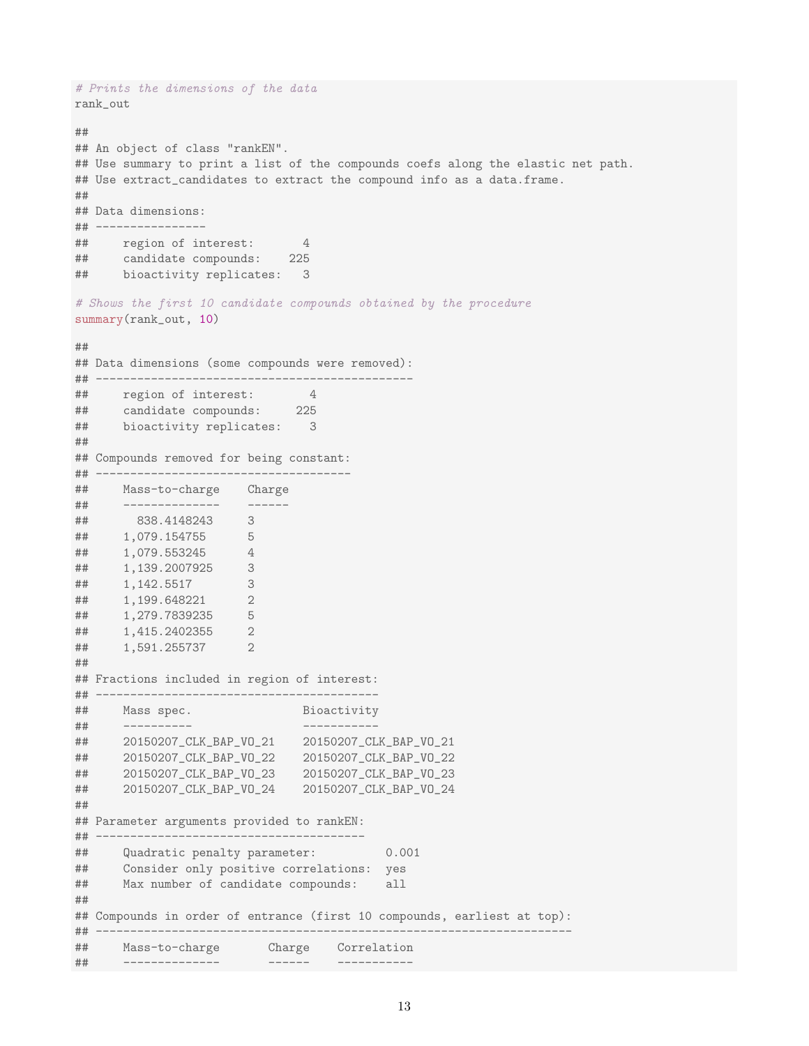```r
# Prints the dimensions of the data
rank_out

##
## An object of class "rankEN".
## Use summary to print a list of the compounds coefs along the elastic net path.
## Use extract_candidates to extract the compound info as a data.frame.
##
## Data dimensions:
## ----------------
##     region of interest:      4
##     candidate compounds:   225
##     bioactivity replicates:  3

# Shows the first 10 candidate compounds obtained by the procedure
summary(rank_out, 10)

##
## Data dimensions (some compounds were removed):
## ---------------------------------------------
##     region of interest:       4
##     candidate compounds:    225
##     bioactivity replicates:   3
##
## Compounds removed for being constant:
## ------------------------------------
##     Mass-to-charge    Charge
##     --------------    ------
##       838.4148243     3
##     1,079.154755      5
##     1,079.553245      4
##     1,139.2007925     3
##     1,142.5517        3
##     1,199.648221      2
##     1,279.7839235     5
##     1,415.2402355     2
##     1,591.255737      2
##
## Fractions included in region of interest:
## ----------------------------------------
##     Mass spec.                Bioactivity
##     ----------                -----------
##     20150207_CLK_BAP_VO_21    20150207_CLK_BAP_VO_21
##     20150207_CLK_BAP_VO_22    20150207_CLK_BAP_VO_22
##     20150207_CLK_BAP_VO_23    20150207_CLK_BAP_VO_23
##     20150207_CLK_BAP_VO_24    20150207_CLK_BAP_VO_24
##
## Parameter arguments provided to rankEN:
## --------------------------------------
##     Quadratic penalty parameter:          0.001
##     Consider only positive correlations:  yes
##     Max number of candidate compounds:    all
##
## Compounds in order of entrance (first 10 compounds, earliest at top):
## --------------------------------------------------------------------
##     Mass-to-charge       Charge    Correlation
##     --------------       ------    -----------
```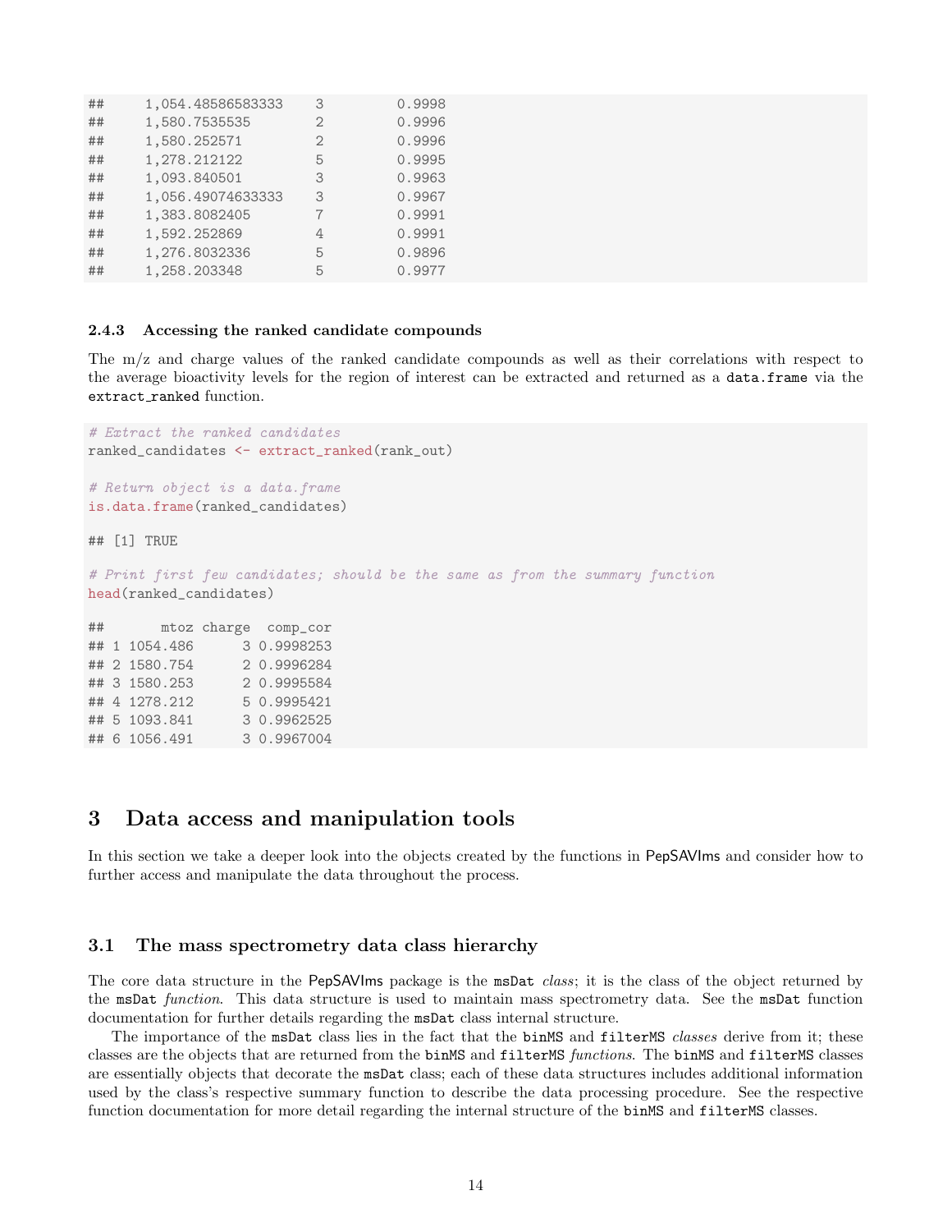```
##      1,054.48586583333    3          0.9998
##      1,580.7535535        2          0.9996
##      1,580.252571         2          0.9996
##      1,278.212122         5          0.9995
##      1,093.840501         3          0.9963
##      1,056.49074633333    3          0.9967
##      1,383.8082405        7          0.9991
##      1,592.252869         4          0.9991
##      1,276.8032336        5          0.9896
##      1,258.203348         5          0.9977
```

### 2.4.3 Accessing the ranked candidate compounds

The m/z and charge values of the ranked candidate compounds as well as their correlations with respect to the average bioactivity levels for the region of interest can be extracted and returned as a `data.frame` via the `extract_ranked` function.

```
# Extract the ranked candidates
ranked_candidates <- extract_ranked(rank_out)

# Return object is a data.frame
is.data.frame(ranked_candidates)

## [1] TRUE

# Print first few candidates; should be the same as from the summary function
head(ranked_candidates)

##       mtoz charge  comp_cor
## 1 1054.486      3 0.9998253
## 2 1580.754      2 0.9996284
## 3 1580.253      2 0.9995584
## 4 1278.212      5 0.9995421
## 5 1093.841      3 0.9962525
## 6 1056.491      3 0.9967004
```

## 3 Data access and manipulation tools

In this section we take a deeper look into the objects created by the functions in PepSAVIms and consider how to further access and manipulate the data throughout the process.

### 3.1 The mass spectrometry data class hierarchy

The core data structure in the PepSAVIms package is the `msDat` *class*; it is the class of the object returned by the `msDat` *function*. This data structure is used to maintain mass spectrometry data. See the `msDat` function documentation for further details regarding the `msDat` class internal structure.

The importance of the `msDat` class lies in the fact that the `binMS` and `filterMS` *classes* derive from it; these classes are the objects that are returned from the `binMS` and `filterMS` *functions*. The `binMS` and `filterMS` classes are essentially objects that decorate the `msDat` class; each of these data structures includes additional information used by the class's respective summary function to describe the data processing procedure. See the respective function documentation for more detail regarding the internal structure of the `binMS` and `filterMS` classes.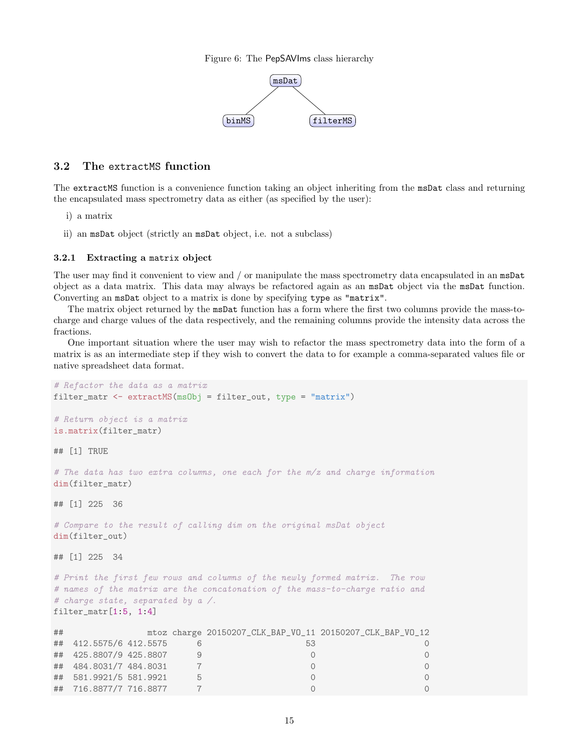Figure 6: The PepSAVIms class hierarchy

### 3.2 The extractMS function

The `extractMS` function is a convenience function taking an object inheriting from the `msDat` class and returning the encapsulated mass spectrometry data as either (as specified by the user):

i) a matrix

ii) an `msDat` object (strictly an `msDat` object, i.e. not a subclass)

#### 3.2.1 Extracting a matrix object

The user may find it convenient to view and / or manipulate the mass spectrometry data encapsulated in an `msDat` object as a data matrix. This data may always be refactored again as an `msDat` object via the `msDat` function. Converting an `msDat` object to a matrix is done by specifying `type` as `"matrix"`.

The matrix object returned by the `msDat` function has a form where the first two columns provide the mass-to-charge and charge values of the data respectively, and the remaining columns provide the intensity data across the fractions.

One important situation where the user may wish to refactor the mass spectrometry data into the form of a matrix is as an intermediate step if they wish to convert the data to for example a comma-separated values file or native spreadsheet data format.

```
# Refactor the data as a matrix
filter_matr <- extractMS(msObj = filter_out, type = "matrix")

# Return object is a matrix
is.matrix(filter_matr)

## [1] TRUE

# The data has two extra columns, one each for the m/z and charge information
dim(filter_matr)

## [1] 225  36

# Compare to the result of calling dim on the original msDat object
dim(filter_out)

## [1] 225  34

# Print the first few rows and columns of the newly formed matrix.  The row
# names of the matrix are the concatonation of the mass-to-charge ratio and
# charge state, separated by a /.
filter_matr[1:5, 1:4]

##                 mtoz charge 20150207_CLK_BAP_VO_11 20150207_CLK_BAP_VO_12
##  412.5575/6 412.5575      6                     53                      0
##  425.8807/9 425.8807      9                      0                      0
##  484.8031/7 484.8031      7                      0                      0
##  581.9921/5 581.9921      5                      0                      0
##  716.8877/7 716.8877      7                      0                      0
```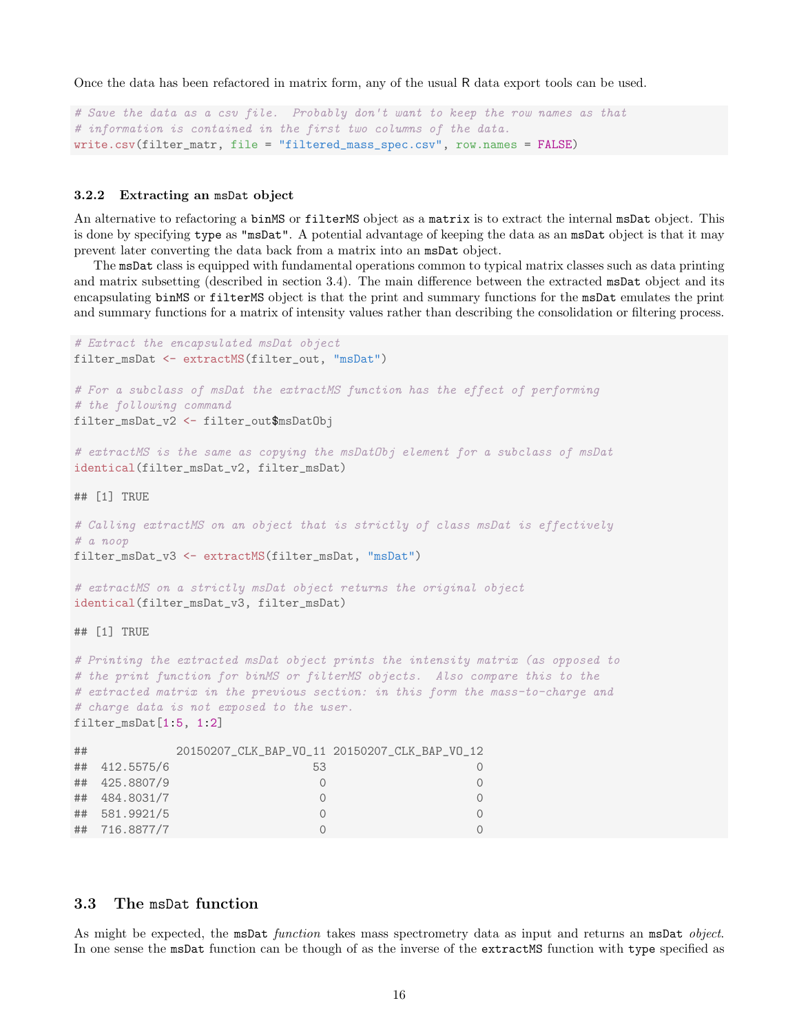Once the data has been refactored in matrix form, any of the usual R data export tools can be used.

```
# Save the data as a csv file.  Probably don't want to keep the row names as that
# information is contained in the first two columns of the data.
write.csv(filter_matr, file = "filtered_mass_spec.csv", row.names = FALSE)
```

### 3.2.2 Extracting an msDat object

An alternative to refactoring a `binMS` or `filterMS` object as a `matrix` is to extract the internal `msDat` object. This is done by specifying `type` as `"msDat"`. A potential advantage of keeping the data as an `msDat` object is that it may prevent later converting the data back from a matrix into an `msDat` object.

The `msDat` class is equipped with fundamental operations common to typical matrix classes such as data printing and matrix subsetting (described in section 3.4). The main difference between the extracted `msDat` object and its encapsulating `binMS` or `filterMS` object is that the print and summary functions for the `msDat` emulates the print and summary functions for a matrix of intensity values rather than describing the consolidation or filtering process.

```
# Extract the encapsulated msDat object
filter_msDat <- extractMS(filter_out, "msDat")

# For a subclass of msDat the extractMS function has the effect of performing
# the following command
filter_msDat_v2 <- filter_out$msDatObj

# extractMS is the same as copying the msDatObj element for a subclass of msDat
identical(filter_msDat_v2, filter_msDat)

## [1] TRUE

# Calling extractMS on an object that is strictly of class msDat is effectively
# a noop
filter_msDat_v3 <- extractMS(filter_msDat, "msDat")

# extractMS on a strictly msDat object returns the original object
identical(filter_msDat_v3, filter_msDat)

## [1] TRUE

# Printing the extracted msDat object prints the intensity matrix (as opposed to
# the print function for binMS or filterMS objects.  Also compare this to the
# extracted matrix in the previous section: in this form the mass-to-charge and
# charge data is not exposed to the user.
filter_msDat[1:5, 1:2]

##             20150207_CLK_BAP_VO_11 20150207_CLK_BAP_VO_12
##  412.5575/6                     53                      0
##  425.8807/9                      0                      0
##  484.8031/7                      0                      0
##  581.9921/5                      0                      0
##  716.8877/7                      0                      0
```

## 3.3 The msDat function

As might be expected, the `msDat` *function* takes mass spectrometry data as input and returns an `msDat` *object*. In one sense the `msDat` function can be though of as the inverse of the `extractMS` function with `type` specified as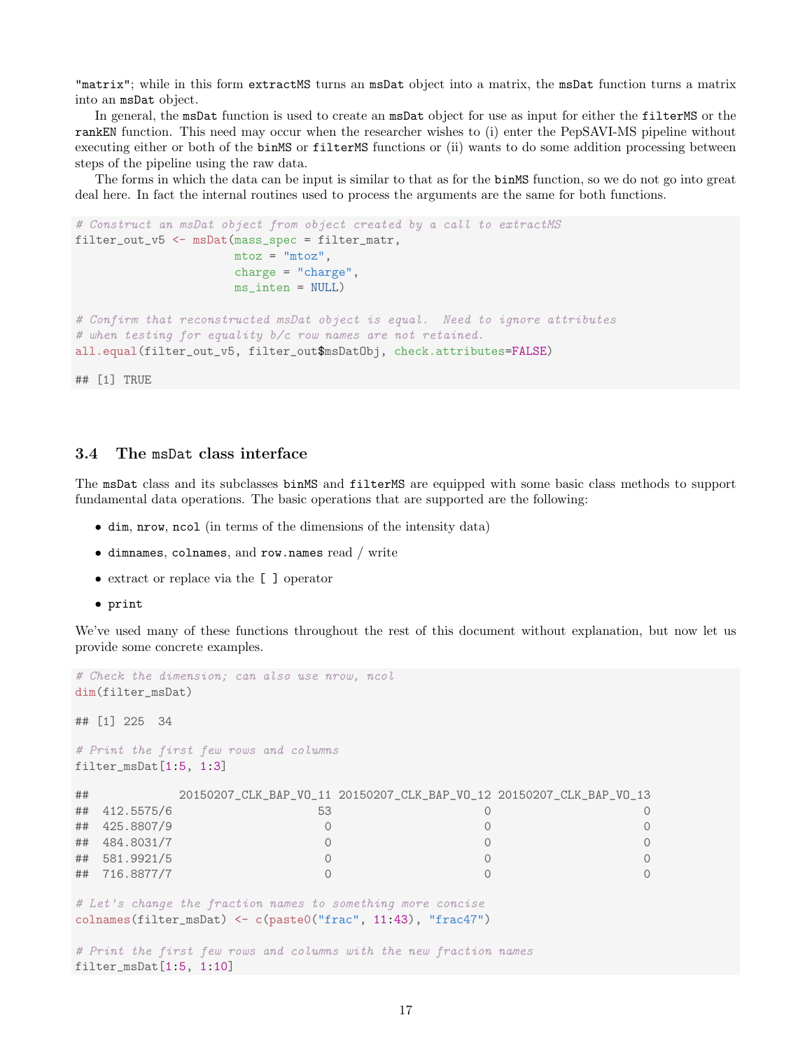"matrix"; while in this form extractMS turns an msDat object into a matrix, the msDat function turns a matrix into an msDat object.

In general, the msDat function is used to create an msDat object for use as input for either the filterMS or the rankEN function. This need may occur when the researcher wishes to (i) enter the PepSAVI-MS pipeline without executing either or both of the binMS or filterMS functions or (ii) wants to do some addition processing between steps of the pipeline using the raw data.

The forms in which the data can be input is similar to that as for the binMS function, so we do not go into great deal here. In fact the internal routines used to process the arguments are the same for both functions.

```
# Construct an msDat object from object created by a call to extractMS
filter_out_v5 <- msDat(mass_spec = filter_matr,
                       mtoz = "mtoz",
                       charge = "charge",
                       ms_inten = NULL)

# Confirm that reconstructed msDat object is equal.  Need to ignore attributes
# when testing for equality b/c row names are not retained.
all.equal(filter_out_v5, filter_out$msDatObj, check.attributes=FALSE)

## [1] TRUE
```

## 3.4 The msDat class interface

The msDat class and its subclasses binMS and filterMS are equipped with some basic class methods to support fundamental data operations. The basic operations that are supported are the following:

- dim, nrow, ncol (in terms of the dimensions of the intensity data)
- dimnames, colnames, and row.names read / write
- extract or replace via the [ ] operator
- print

We've used many of these functions throughout the rest of this document without explanation, but now let us provide some concrete examples.

```
# Check the dimension; can also use nrow, ncol
dim(filter_msDat)

## [1] 225  34

# Print the first few rows and columns
filter_msDat[1:5, 1:3]

##             20150207_CLK_BAP_VO_11 20150207_CLK_BAP_VO_12 20150207_CLK_BAP_VO_13
##  412.5575/6                     53                      0                      0
##  425.8807/9                      0                      0                      0
##  484.8031/7                      0                      0                      0
##  581.9921/5                      0                      0                      0
##  716.8877/7                      0                      0                      0

# Let's change the fraction names to something more concise
colnames(filter_msDat) <- c(paste0("frac", 11:43), "frac47")

# Print the first few rows and columns with the new fraction names
filter_msDat[1:5, 1:10]
```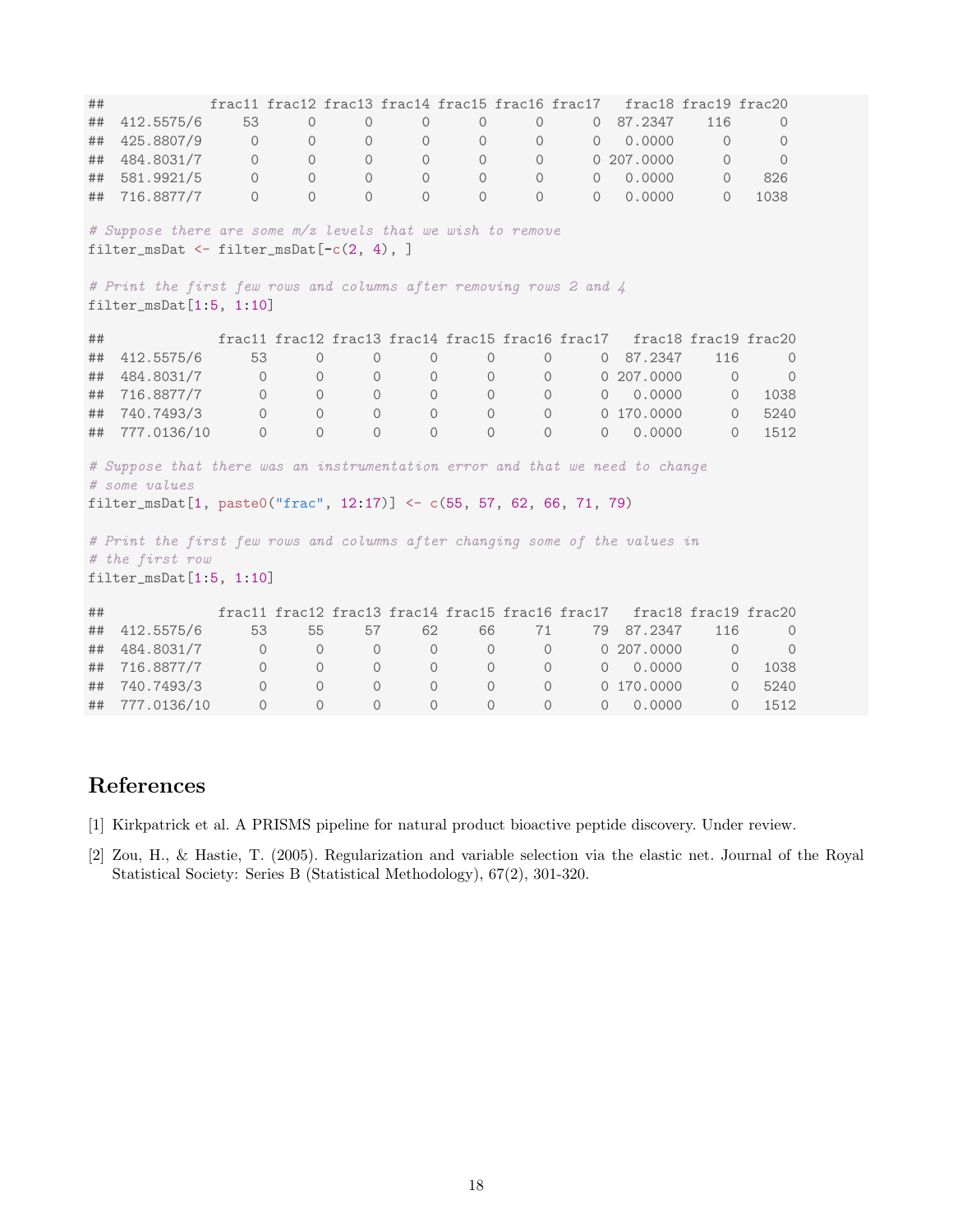```
##              frac11 frac12 frac13 frac14 frac15 frac16 frac17   frac18 frac19 frac20
## 412.5575/6      53      0      0      0      0      0      0  87.2347    116      0
## 425.8807/9       0      0      0      0      0      0      0   0.0000      0      0
## 484.8031/7       0      0      0      0      0      0      0 207.0000      0      0
## 581.9921/5       0      0      0      0      0      0      0   0.0000      0    826
## 716.8877/7       0      0      0      0      0      0      0   0.0000      0   1038

# Suppose there are some m/z levels that we wish to remove
filter_msDat <- filter_msDat[-c(2, 4), ]

# Print the first few rows and columns after removing rows 2 and 4
filter_msDat[1:5, 1:10]

##               frac11 frac12 frac13 frac14 frac15 frac16 frac17   frac18 frac19 frac20
## 412.5575/6        53      0      0      0      0      0      0  87.2347    116      0
## 484.8031/7         0      0      0      0      0      0      0 207.0000      0      0
## 716.8877/7         0      0      0      0      0      0      0   0.0000      0   1038
## 740.7493/3         0      0      0      0      0      0      0 170.0000      0   5240
## 777.0136/10        0      0      0      0      0      0      0   0.0000      0   1512

# Suppose that there was an instrumentation error and that we need to change
# some values
filter_msDat[1, paste0("frac", 12:17)] <- c(55, 57, 62, 66, 71, 79)

# Print the first few rows and columns after changing some of the values in
# the first row
filter_msDat[1:5, 1:10]

##               frac11 frac12 frac13 frac14 frac15 frac16 frac17   frac18 frac19 frac20
## 412.5575/6        53     55     57     62     66     71     79  87.2347    116      0
## 484.8031/7         0      0      0      0      0      0      0 207.0000      0      0
## 716.8877/7         0      0      0      0      0      0      0   0.0000      0   1038
## 740.7493/3         0      0      0      0      0      0      0 170.0000      0   5240
## 777.0136/10        0      0      0      0      0      0      0   0.0000      0   1512
```

# References

[1] Kirkpatrick et al. A PRISMS pipeline for natural product bioactive peptide discovery. Under review.

[2] Zou, H., & Hastie, T. (2005). Regularization and variable selection via the elastic net. Journal of the Royal Statistical Society: Series B (Statistical Methodology), 67(2), 301-320.